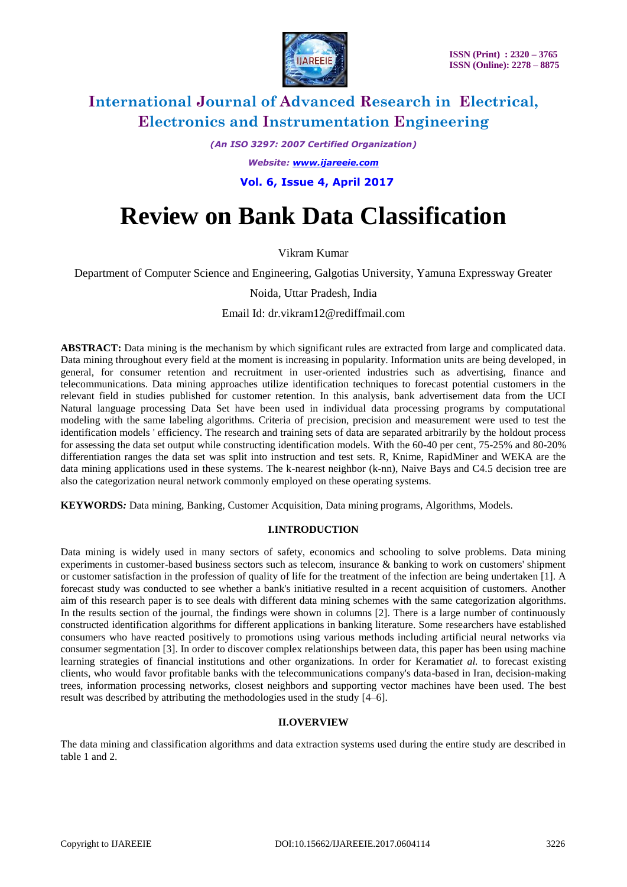# International Journal of Advanced Research in Electrical, Electronics and Instrumentation Engineering

*(An ISO 3297: 2007 Certified Organization)*

*Website: www.ijareeie.com*

**Vol. 6, Issue 4, April 2017**

# Review on Bank Data Classification

Vikram Kumar

Department of Computer Science and Engineering, Galgotias University, Yamuna Expressway Greater Noida, Uttar Pradesh, India

Email Id: dr.vikram12@rediffmail.com

**ABSTRACT:** Data mining is the mechanism by which significant rules are extracted from large and complicated data. Data mining throughout every field at the moment is increasing in popularity. Information units are being developed, in general, for consumer retention and recruitment in user-oriented industries such as advertising, finance and telecommunications. Data mining approaches utilize identification techniques to forecast potential customers in the relevant field in studies published for customer retention. In this analysis, bank advertisement data from the UCI Natural language processing Data Set have been used in individual data processing programs by computational modeling with the same labeling algorithms. Criteria of precision, precision and measurement were used to test the identification models ' efficiency. The research and training sets of data are separated arbitrarily by the holdout process for assessing the data set output while constructing identification models. With the 60-40 per cent, 75-25% and 80-20% differentiation ranges the data set was split into instruction and test sets. R, Knime, RapidMiner and WEKA are the data mining applications used in these systems. The k-nearest neighbor (k-nn), Naive Bays and C4.5 decision tree are also the categorization neural network commonly employed on these operating systems.

**KEYWORDS***:* Data mining, Banking, Customer Acquisition, Data mining programs, Algorithms, Models.

## I.INTRODUCTION

Data mining is widely used in many sectors of safety, economics and schooling to solve problems. Data mining experiments in customer-based business sectors such as telecom, insurance & banking to work on customers' shipment or customer satisfaction in the profession of quality of life for the treatment of the infection are being undertaken [1]. A forecast study was conducted to see whether a bank's initiative resulted in a recent acquisition of customers. Another aim of this research paper is to see deals with different data mining schemes with the same categorization algorithms. In the results section of the journal, the findings were shown in columns [2]. There is a large number of continuously constructed identification algorithms for different applications in banking literature. Some researchers have established consumers who have reacted positively to promotions using various methods including artificial neural networks via consumer segmentation [3]. In order to discover complex relationships between data, this paper has been using machine learning strategies of financial institutions and other organizations. In order for Keramati*et al.* to forecast existing clients, who would favor profitable banks with the telecommunications company's data-based in Iran, decision-making trees, information processing networks, closest neighbors and supporting vector machines have been used. The best result was described by attributing the methodologies used in the study [4–6].

## II.OVERVIEW

The data mining and classification algorithms and data extraction systems used during the entire study are described in table 1 and 2.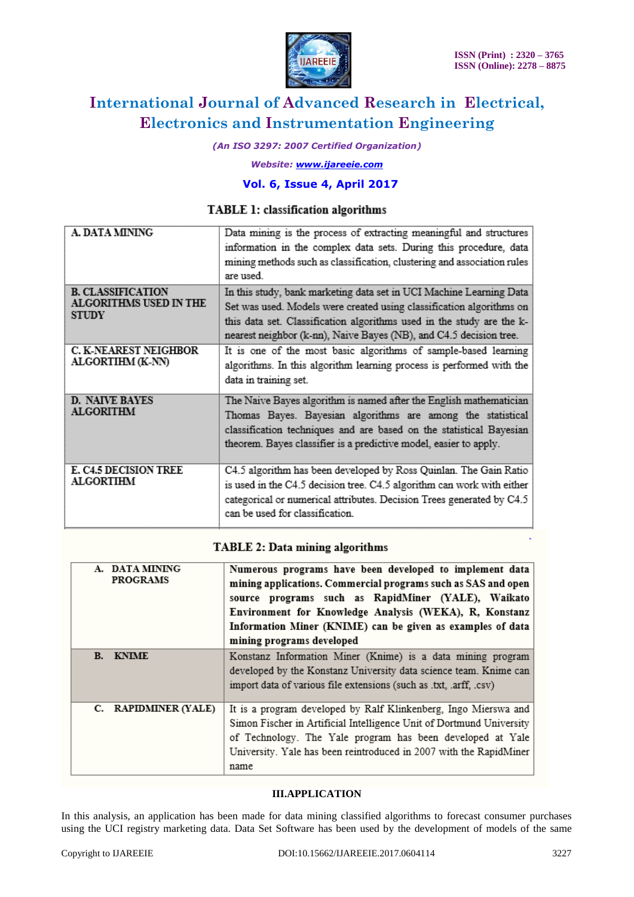TABLE 1: classification algorithms

| | |
|---|---|
| A. DATA MINING | Data mining is the process of extracting meaningful and structures information in the complex data sets. During this procedure, data mining methods such as classification, clustering and association rules are used. |
| B. CLASSIFICATION ALGORITHMS USED IN THE STUDY | In this study, bank marketing data set in UCI Machine Learning Data Set was used. Models were created using classification algorithms on this data set. Classification algorithms used in the study are the k-nearest neighbor (k-nn), Naive Bayes (NB), and C4.5 decision tree. |
| C. K-NEAREST NEIGHBOR ALGORTIHM (K-NN) | It is one of the most basic algorithms of sample-based learning algorithms. In this algorithm learning process is performed with the data in training set. |
| D. NAIVE BAYES ALGORITHM | The Naive Bayes algorithm is named after the English mathematician Thomas Bayes. Bayesian algorithms are among the statistical classification techniques and are based on the statistical Bayesian theorem. Bayes classifier is a predictive model, easier to apply. |
| E. C4.5 DECISION TREE ALGORTIHM | C4.5 algorithm has been developed by Ross Quinlan. The Gain Ratio is used in the C4.5 decision tree. C4.5 algorithm can work with either categorical or numerical attributes. Decision Trees generated by C4.5 can be used for classification. |

TABLE 2: Data mining algorithms

| | |
|---|---|
| A. DATA MINING PROGRAMS | **Numerous programs have been developed to implement data mining applications. Commercial programs such as SAS and open source programs such as RapidMiner (YALE), Waikato Environment for Knowledge Analysis (WEKA), R, Konstanz Information Miner (KNIME) can be given as examples of data mining programs developed** |
| B. KNIME | Konstanz Information Miner (Knime) is a data mining program developed by the Konstanz University data science team. Knime can import data of various file extensions (such as .txt, .arff, .csv) |
| C. RAPIDMINER (YALE) | It is a program developed by Ralf Klinkenberg, Ingo Mierswa and Simon Fischer in Artificial Intelligence Unit of Dortmund University of Technology. The Yale program has been developed at Yale University. Yale has been reintroduced in 2007 with the RapidMiner name |

## III.APPLICATION

In this analysis, an application has been made for data mining classified algorithms to forecast consumer purchases using the UCI registry marketing data. Data Set Software has been used by the development of models of the same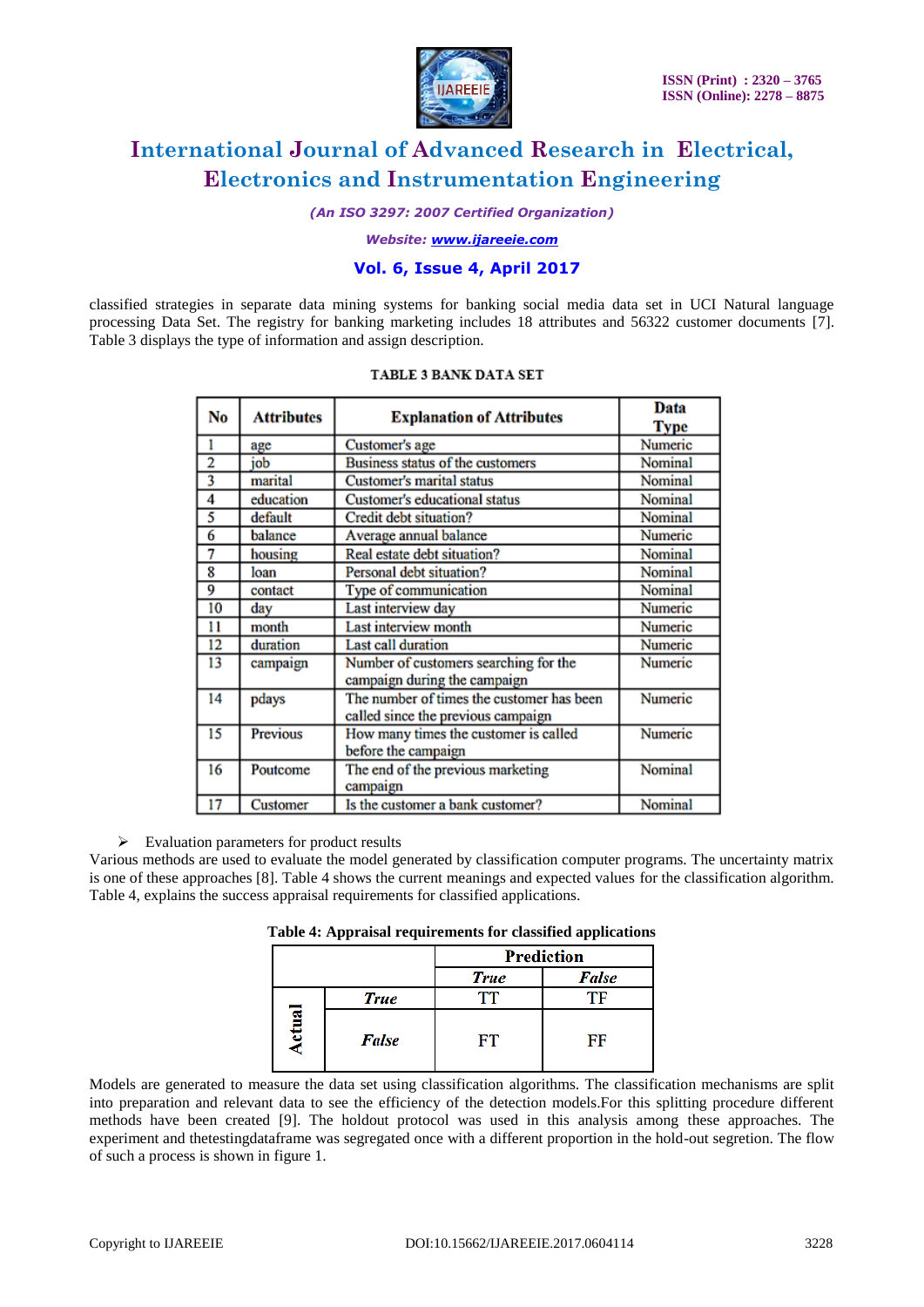classified strategies in separate data mining systems for banking social media data set in UCI Natural language processing Data Set. The registry for banking marketing includes 18 attributes and 56322 customer documents [7]. Table 3 displays the type of information and assign description.

**TABLE 3 BANK DATA SET**

| No | Attributes | Explanation of Attributes | Data Type |
|---|---|---|---|
| 1 | age | Customer's age | Numeric |
| 2 | job | Business status of the customers | Nominal |
| 3 | marital | Customer's marital status | Nominal |
| 4 | education | Customer's educational status | Nominal |
| 5 | default | Credit debt situation? | Nominal |
| 6 | balance | Average annual balance | Numeric |
| 7 | housing | Real estate debt situation? | Nominal |
| 8 | loan | Personal debt situation? | Nominal |
| 9 | contact | Type of communication | Nominal |
| 10 | day | Last interview day | Numeric |
| 11 | month | Last interview month | Numeric |
| 12 | duration | Last call duration | Numeric |
| 13 | campaign | Number of customers searching for the campaign during the campaign | Numeric |
| 14 | pdays | The number of times the customer has been called since the previous campaign | Numeric |
| 15 | Previous | How many times the customer is called before the campaign | Numeric |
| 16 | Poutcome | The end of the previous marketing campaign | Nominal |
| 17 | Customer | Is the customer a bank customer? | Nominal |

- Evaluation parameters for product results

Various methods are used to evaluate the model generated by classification computer programs. The uncertainty matrix is one of these approaches [8]. Table 4 shows the current meanings and expected values for the classification algorithm. Table 4, explains the success appraisal requirements for classified applications.

**Table 4: Appraisal requirements for classified applications**

| | | Prediction | |
|---|---|---|---|
| | | ***True*** | ***False*** |
| **Actual** | ***True*** | TT | TF |
| | ***False*** | FT | FF |

Models are generated to measure the data set using classification algorithms. The classification mechanisms are split into preparation and relevant data to see the efficiency of the detection models.For this splitting procedure different methods have been created [9]. The holdout protocol was used in this analysis among these approaches. The experiment and thetestingdataframe was segregated once with a different proportion in the hold-out segretion. The flow of such a process is shown in figure 1.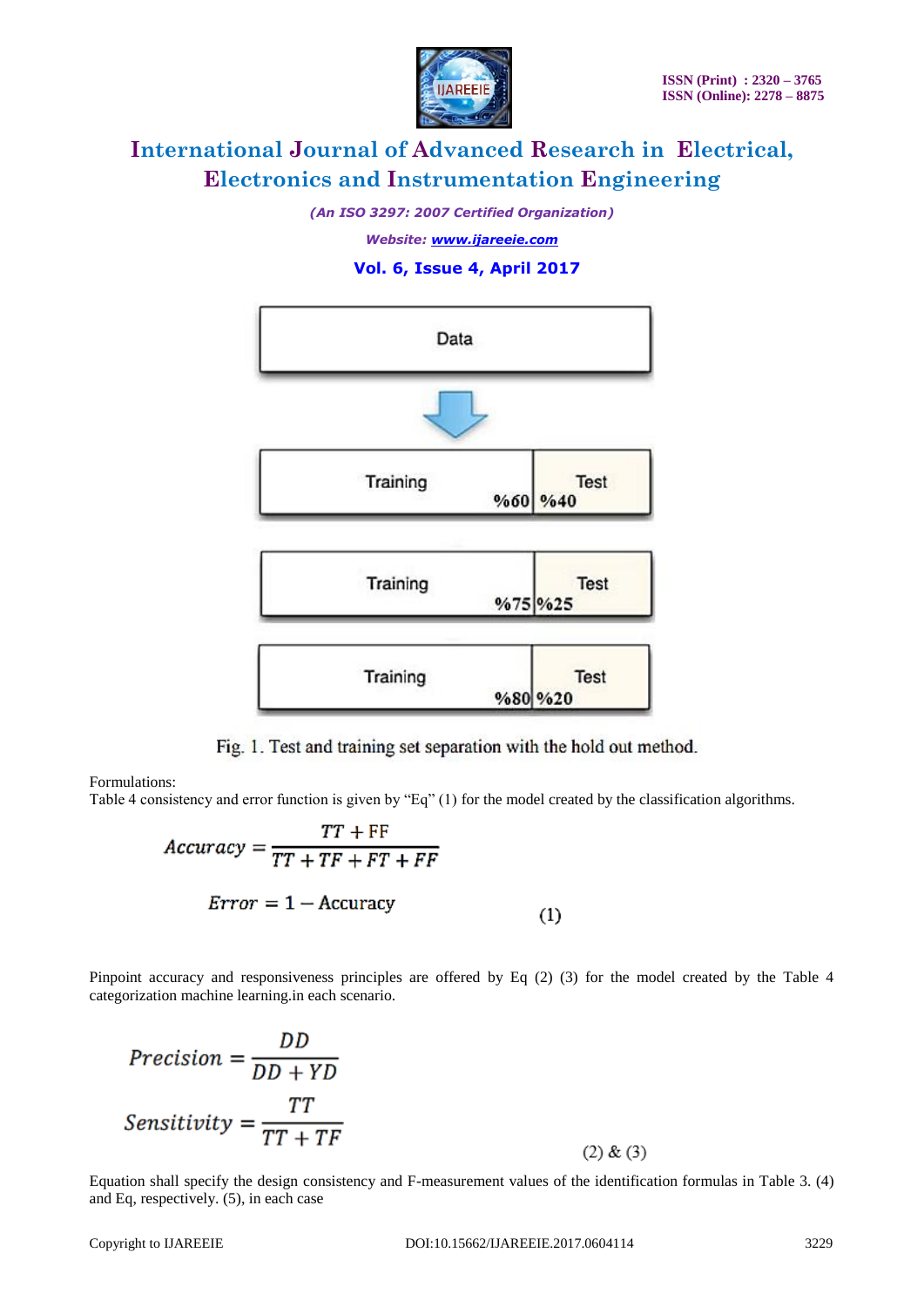Data

| Training | | Test |
|---|---|---|
| | %60 | %40 |

| Training | | Test |
|---|---|---|
| | %75 | %25 |

| Training | | Test |
|---|---|---|
| | %80 | %20 |

Fig. 1. Test and training set separation with the hold out method.

Formulations:

Table 4 consistency and error function is given by "Eq" (1) for the model created by the classification algorithms.

$$Accuracy = \frac{TT + \mathrm{FF}}{TT + TF + FT + FF}$$

$$Error = 1 - \mathrm{Accuracy} \tag{1}$$

Pinpoint accuracy and responsiveness principles are offered by Eq (2) (3) for the model created by the Table 4 categorization machine learning.in each scenario.

$$Precision = \frac{DD}{DD + YD}$$

$$Sensitivity = \frac{TT}{TT + TF}$$

(2) & (3)

Equation shall specify the design consistency and F-measurement values of the identification formulas in Table 3. (4) and Eq, respectively. (5), in each case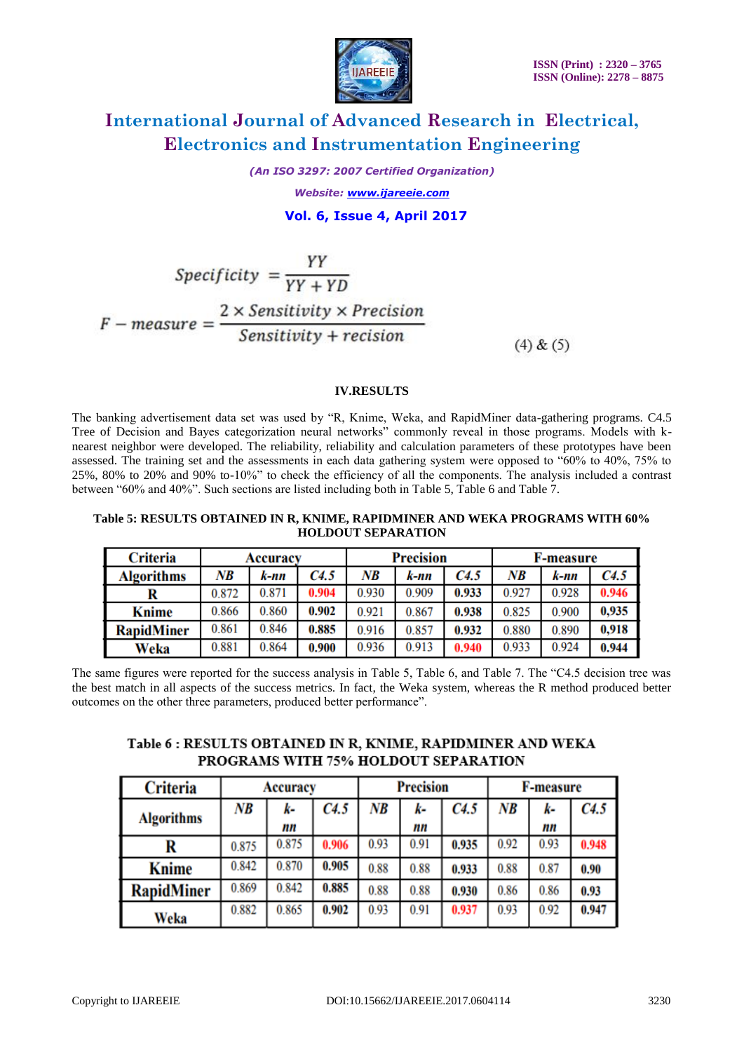$$Specificity = \frac{YY}{YY + YD}$$

$$F - measure = \frac{2 \times Sensitivity \times Precision}{Sensitivity + recision} \quad (4) \,\&\, (5)$$

## IV.RESULTS

The banking advertisement data set was used by "R, Knime, Weka, and RapidMiner data-gathering programs. C4.5 Tree of Decision and Bayes categorization neural networks" commonly reveal in those programs. Models with k-nearest neighbor were developed. The reliability, reliability and calculation parameters of these prototypes have been assessed. The training set and the assessments in each data gathering system were opposed to "60% to 40%, 75% to 25%, 80% to 20% and 90% to-10%" to check the efficiency of all the components. The analysis included a contrast between "60% and 40%". Such sections are listed including both in Table 5, Table 6 and Table 7.

**Table 5: RESULTS OBTAINED IN R, KNIME, RAPIDMINER AND WEKA PROGRAMS WITH 60% HOLDOUT SEPARATION**

| Criteria | Accuracy | | | Precision | | | F-measure | | |
|---|---|---|---|---|---|---|---|---|---|
| Algorithms | *NB* | *k-nn* | *C4.5* | *NB* | *k-nn* | *C4.5* | *NB* | *k-nn* | *C4.5* |
| **R** | 0.872 | 0.871 | **0.904** | 0.930 | 0.909 | **0.933** | 0.927 | 0.928 | **0.946** |
| **Knime** | 0.866 | 0.860 | **0.902** | 0.921 | 0.867 | **0.938** | 0.825 | 0.900 | **0,935** |
| **RapidMiner** | 0.861 | 0.846 | **0.885** | 0.916 | 0.857 | **0.932** | 0.880 | 0.890 | **0,918** |
| **Weka** | 0.881 | 0.864 | **0.900** | 0.936 | 0.913 | **0.940** | 0.933 | 0.924 | **0.944** |

The same figures were reported for the success analysis in Table 5, Table 6, and Table 7. The "C4.5 decision tree was the best match in all aspects of the success metrics. In fact, the Weka system, whereas the R method produced better outcomes on the other three parameters, produced better performance".

**Table 6 : RESULTS OBTAINED IN R, KNIME, RAPIDMINER AND WEKA PROGRAMS WITH 75% HOLDOUT SEPARATION**

| Criteria | Accuracy | | | Precision | | | F-measure | | |
|---|---|---|---|---|---|---|---|---|---|
| Algorithms | *NB* | *k-nn* | *C4.5* | *NB* | *k-nn* | *C4.5* | *NB* | *k-nn* | *C4.5* |
| **R** | 0.875 | 0.875 | **0.906** | 0.93 | 0.91 | **0.935** | 0.92 | 0.93 | **0.948** |
| **Knime** | 0.842 | 0.870 | **0.905** | 0.88 | 0.88 | **0.933** | 0.88 | 0.87 | **0.90** |
| **RapidMiner** | 0.869 | 0.842 | **0.885** | 0.88 | 0.88 | **0.930** | 0.86 | 0.86 | **0.93** |
| **Weka** | 0.882 | 0.865 | **0.902** | 0.93 | 0.91 | **0.937** | 0.93 | 0.92 | **0.947** |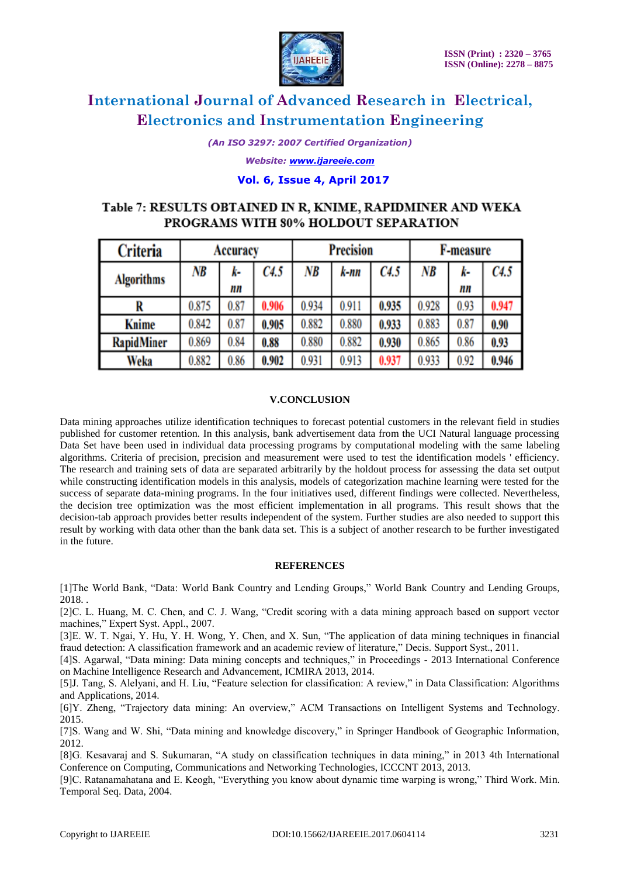## Table 7: RESULTS OBTAINED IN R, KNIME, RAPIDMINER AND WEKA PROGRAMS WITH 80% HOLDOUT SEPARATION

| Criteria | Accuracy | | | Precision | | | F-measure | | |
|---|---|---|---|---|---|---|---|---|---|
| Algorithms | *NB* | *k-nn* | *C4.5* | *NB* | *k-nn* | *C4.5* | *NB* | *k-nn* | *C4.5* |
| **R** | 0.875 | 0.87 | **0.906** | 0.934 | 0.911 | **0.935** | 0.928 | 0.93 | **0.947** |
| **Knime** | 0.842 | 0.87 | **0.905** | 0.882 | 0.880 | **0.933** | 0.883 | 0.87 | **0.90** |
| **RapidMiner** | 0.869 | 0.84 | **0.88** | 0.880 | 0.882 | **0.930** | 0.865 | 0.86 | **0.93** |
| **Weka** | 0.882 | 0.86 | **0.902** | 0.931 | 0.913 | **0.937** | 0.933 | 0.92 | **0.946** |

## V.CONCLUSION

Data mining approaches utilize identification techniques to forecast potential customers in the relevant field in studies published for customer retention. In this analysis, bank advertisement data from the UCI Natural language processing Data Set have been used in individual data processing programs by computational modeling with the same labeling algorithms. Criteria of precision, precision and measurement were used to test the identification models ' efficiency. The research and training sets of data are separated arbitrarily by the holdout process for assessing the data set output while constructing identification models in this analysis, models of categorization machine learning were tested for the success of separate data-mining programs. In the four initiatives used, different findings were collected. Nevertheless, the decision tree optimization was the most efficient implementation in all programs. This result shows that the decision-tab approach provides better results independent of the system. Further studies are also needed to support this result by working with data other than the bank data set. This is a subject of another research to be further investigated in the future.

## REFERENCES

[1]The World Bank, "Data: World Bank Country and Lending Groups," World Bank Country and Lending Groups, 2018. .

[2]C. L. Huang, M. C. Chen, and C. J. Wang, "Credit scoring with a data mining approach based on support vector machines," Expert Syst. Appl., 2007.

[3]E. W. T. Ngai, Y. Hu, Y. H. Wong, Y. Chen, and X. Sun, "The application of data mining techniques in financial fraud detection: A classification framework and an academic review of literature," Decis. Support Syst., 2011.

[4]S. Agarwal, "Data mining: Data mining concepts and techniques," in Proceedings - 2013 International Conference on Machine Intelligence Research and Advancement, ICMIRA 2013, 2014.

[5]J. Tang, S. Alelyani, and H. Liu, "Feature selection for classification: A review," in Data Classification: Algorithms and Applications, 2014.

[6]Y. Zheng, "Trajectory data mining: An overview," ACM Transactions on Intelligent Systems and Technology. 2015.

[7]S. Wang and W. Shi, "Data mining and knowledge discovery," in Springer Handbook of Geographic Information, 2012.

[8]G. Kesavaraj and S. Sukumaran, "A study on classification techniques in data mining," in 2013 4th International Conference on Computing, Communications and Networking Technologies, ICCCNT 2013, 2013.

[9]C. Ratanamahatana and E. Keogh, "Everything you know about dynamic time warping is wrong," Third Work. Min. Temporal Seq. Data, 2004.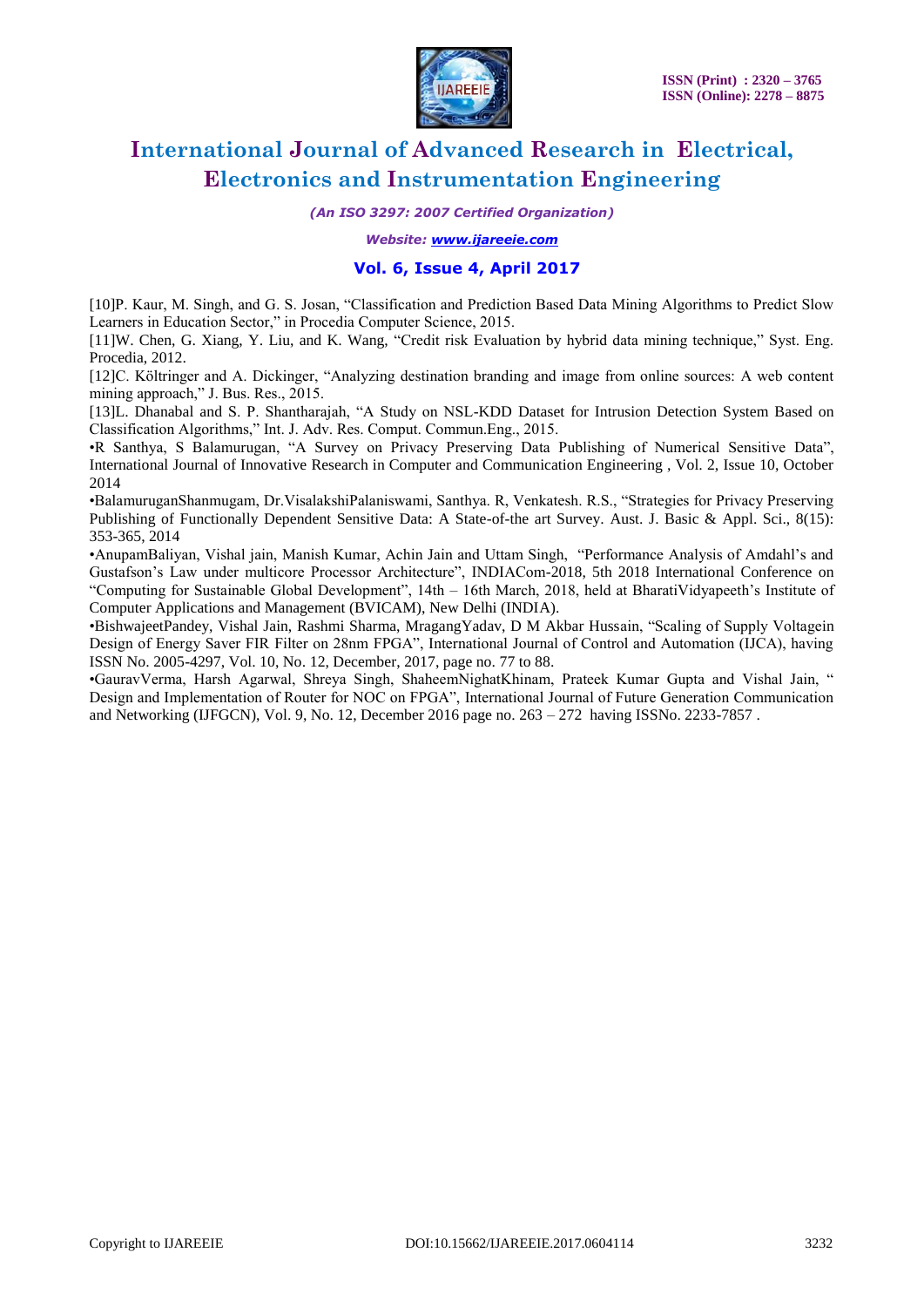[10]P. Kaur, M. Singh, and G. S. Josan, "Classification and Prediction Based Data Mining Algorithms to Predict Slow Learners in Education Sector," in Procedia Computer Science, 2015.

[11]W. Chen, G. Xiang, Y. Liu, and K. Wang, "Credit risk Evaluation by hybrid data mining technique," Syst. Eng. Procedia, 2012.

[12]C. Költringer and A. Dickinger, "Analyzing destination branding and image from online sources: A web content mining approach," J. Bus. Res., 2015.

[13]L. Dhanabal and S. P. Shantharajah, "A Study on NSL-KDD Dataset for Intrusion Detection System Based on Classification Algorithms," Int. J. Adv. Res. Comput. Commun.Eng., 2015.

•R Santhya, S Balamurugan, "A Survey on Privacy Preserving Data Publishing of Numerical Sensitive Data", International Journal of Innovative Research in Computer and Communication Engineering , Vol. 2, Issue 10, October 2014

•BalamuruganShanmugam, Dr.VisalakshiPalaniswami, Santhya. R, Venkatesh. R.S., "Strategies for Privacy Preserving Publishing of Functionally Dependent Sensitive Data: A State-of-the art Survey. Aust. J. Basic & Appl. Sci., 8(15): 353-365, 2014

•AnupamBaliyan, Vishal jain, Manish Kumar, Achin Jain and Uttam Singh, "Performance Analysis of Amdahl's and Gustafson's Law under multicore Processor Architecture", INDIACom-2018, 5th 2018 International Conference on "Computing for Sustainable Global Development", 14th – 16th March, 2018, held at BharatiVidyapeeth's Institute of Computer Applications and Management (BVICAM), New Delhi (INDIA).

•BishwajeetPandey, Vishal Jain, Rashmi Sharma, MragangYadav, D M Akbar Hussain, "Scaling of Supply Voltagein Design of Energy Saver FIR Filter on 28nm FPGA", International Journal of Control and Automation (IJCA), having ISSN No. 2005-4297, Vol. 10, No. 12, December, 2017, page no. 77 to 88.

•GauravVerma, Harsh Agarwal, Shreya Singh, ShaheemNighatKhinam, Prateek Kumar Gupta and Vishal Jain, " Design and Implementation of Router for NOC on FPGA", International Journal of Future Generation Communication and Networking (IJFGCN), Vol. 9, No. 12, December 2016 page no. 263 – 272 having ISSNo. 2233-7857 .